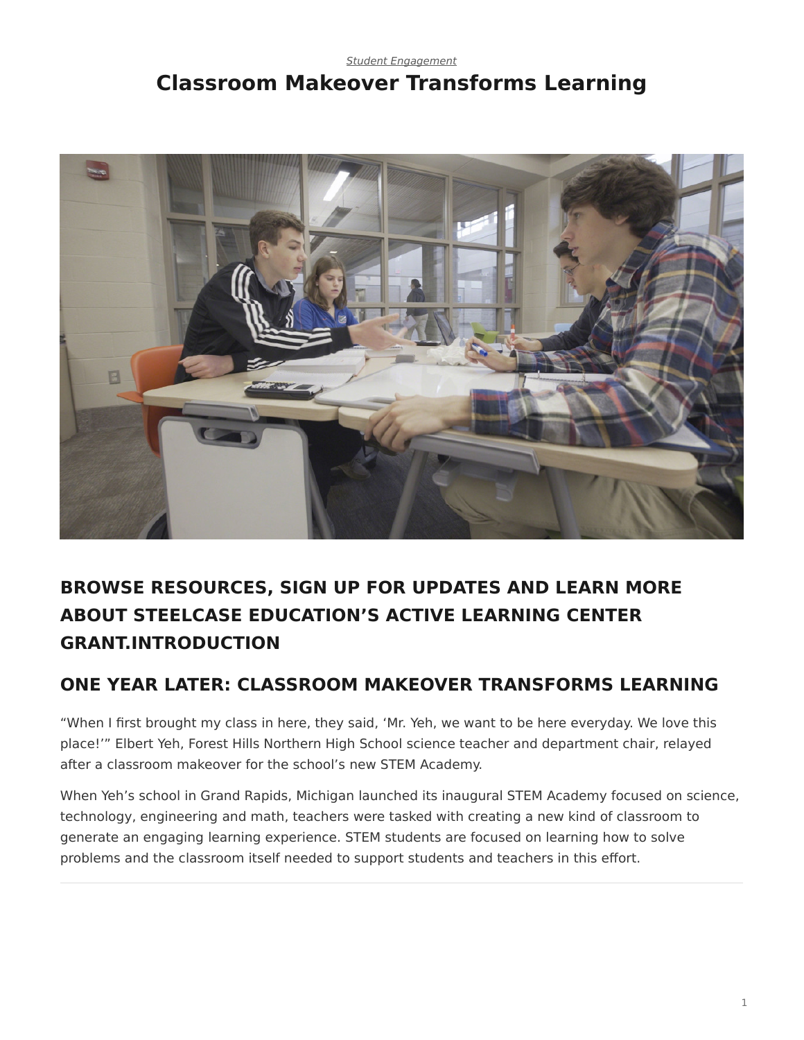*Student Engagement*

# Classroom Makeover Transforms Learning

## BROWSE RESOURCES, SIGN UP FOR UPDATES AND LEARN MORE ABOUT STEELCASE EDUCATION'S ACTIVE LEARNING CENTER GRANT.INTRODUCTION

## ONE YEAR LATER: CLASSROOM MAKEOVER TRANSFORMS LEARNING

"When I first brought my class in here, they said, 'Mr. Yeh, we want to be here everyday. We love this place!'" Elbert Yeh, Forest Hills Northern High School science teacher and department chair, relayed after a classroom makeover for the school's new STEM Academy.

When Yeh's school in Grand Rapids, Michigan launched its inaugural STEM Academy focused on science, technology, engineering and math, teachers were tasked with creating a new kind of classroom to generate an engaging learning experience. STEM students are focused on learning how to solve problems and the classroom itself needed to support students and teachers in this effort.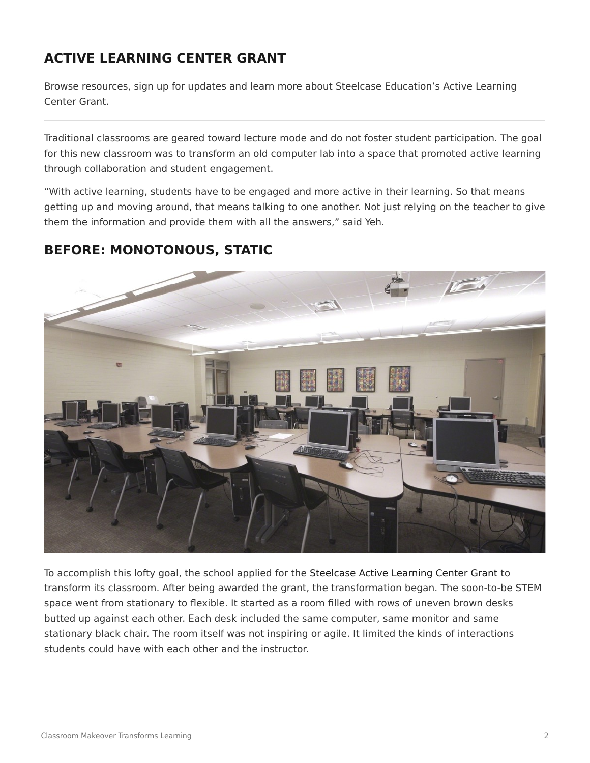## ACTIVE LEARNING CENTER GRANT

Browse resources, sign up for updates and learn more about Steelcase Education's Active Learning Center Grant.

---

Traditional classrooms are geared toward lecture mode and do not foster student participation. The goal for this new classroom was to transform an old computer lab into a space that promoted active learning through collaboration and student engagement.

"With active learning, students have to be engaged and more active in their learning. So that means getting up and moving around, that means talking to one another. Not just relying on the teacher to give them the information and provide them with all the answers," said Yeh.

## BEFORE: MONOTONOUS, STATIC

To accomplish this lofty goal, the school applied for the Steelcase Active Learning Center Grant to transform its classroom. After being awarded the grant, the transformation began. The soon-to-be STEM space went from stationary to flexible. It started as a room filled with rows of uneven brown desks butted up against each other. Each desk included the same computer, same monitor and same stationary black chair. The room itself was not inspiring or agile. It limited the kinds of interactions students could have with each other and the instructor.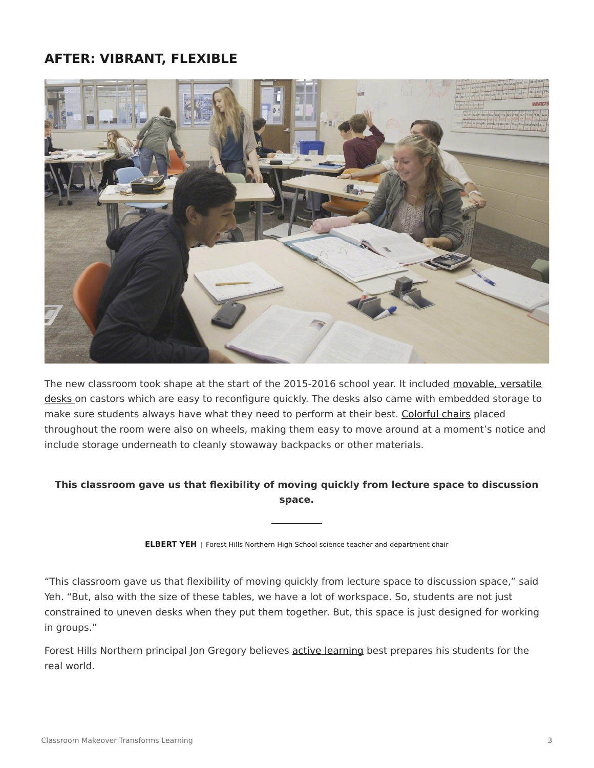## AFTER: VIBRANT, FLEXIBLE

The new classroom took shape at the start of the 2015-2016 school year. It included movable, versatile desks on castors which are easy to reconfigure quickly. The desks also came with embedded storage to make sure students always have what they need to perform at their best. Colorful chairs placed throughout the room were also on wheels, making them easy to move around at a moment's notice and include storage underneath to cleanly stowaway backpacks or other materials.

**This classroom gave us that flexibility of moving quickly from lecture space to discussion space.**

**ELBERT YEH** | Forest Hills Northern High School science teacher and department chair

"This classroom gave us that flexibility of moving quickly from lecture space to discussion space," said Yeh. "But, also with the size of these tables, we have a lot of workspace. So, students are not just constrained to uneven desks when they put them together. But, this space is just designed for working in groups."

Forest Hills Northern principal Jon Gregory believes active learning best prepares his students for the real world.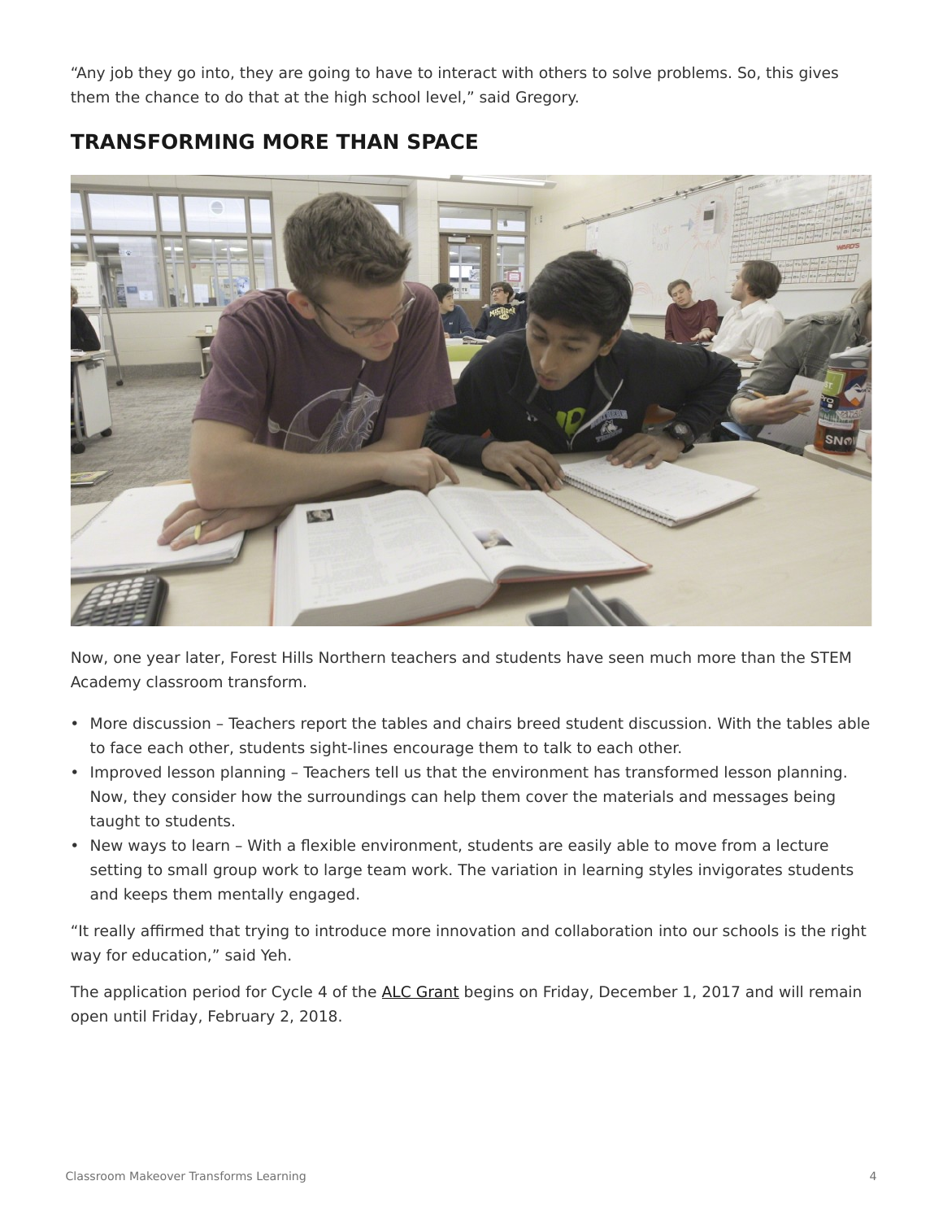"Any job they go into, they are going to have to interact with others to solve problems. So, this gives them the chance to do that at the high school level," said Gregory.

## TRANSFORMING MORE THAN SPACE

Now, one year later, Forest Hills Northern teachers and students have seen much more than the STEM Academy classroom transform.

- More discussion – Teachers report the tables and chairs breed student discussion. With the tables able to face each other, students sight-lines encourage them to talk to each other.
- Improved lesson planning – Teachers tell us that the environment has transformed lesson planning. Now, they consider how the surroundings can help them cover the materials and messages being taught to students.
- New ways to learn – With a flexible environment, students are easily able to move from a lecture setting to small group work to large team work. The variation in learning styles invigorates students and keeps them mentally engaged.

"It really affirmed that trying to introduce more innovation and collaboration into our schools is the right way for education," said Yeh.

The application period for Cycle 4 of the ALC Grant begins on Friday, December 1, 2017 and will remain open until Friday, February 2, 2018.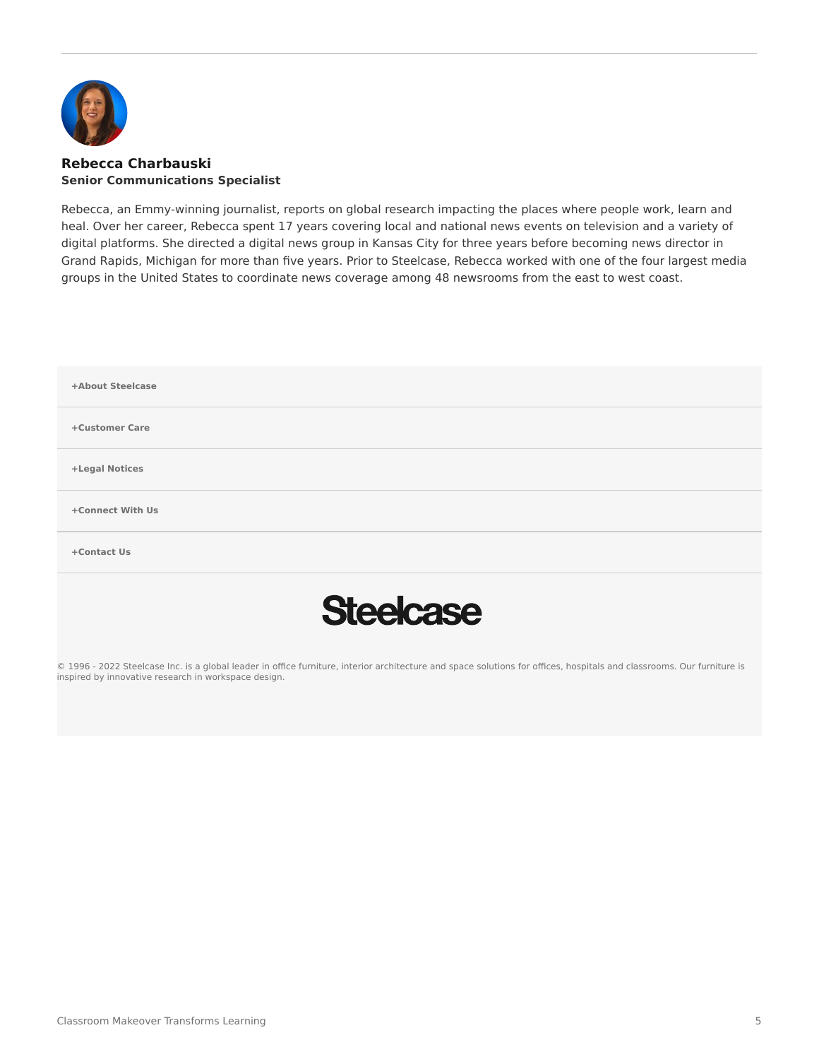**Rebecca Charbauski**
**Senior Communications Specialist**

Rebecca, an Emmy-winning journalist, reports on global research impacting the places where people work, learn and heal. Over her career, Rebecca spent 17 years covering local and national news events on television and a variety of digital platforms. She directed a digital news group in Kansas City for three years before becoming news director in Grand Rapids, Michigan for more than five years. Prior to Steelcase, Rebecca worked with one of the four largest media groups in the United States to coordinate news coverage among 48 newsrooms from the east to west coast.

**+About Steelcase**

**+Customer Care**

**+Legal Notices**

**+Connect With Us**

**+Contact Us**

Steelcase

© 1996 - 2022 Steelcase Inc. is a global leader in office furniture, interior architecture and space solutions for offices, hospitals and classrooms. Our furniture is inspired by innovative research in workspace design.